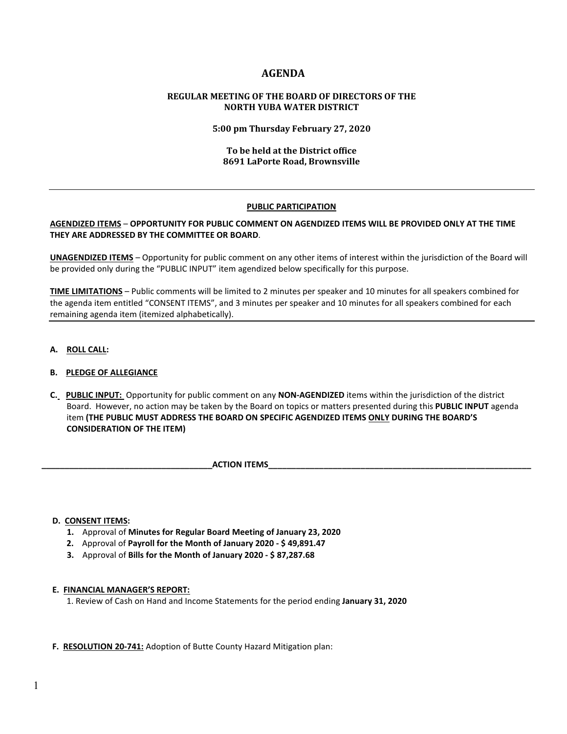# AGENDA

### REGULAR MEETING OF THE BOARD OF DIRECTORS OF THE NORTH YUBA WATER DISTRICT

**5:00 pm Thursday February 27, 2020**

**To be held at the District office**
**8691 LaPorte Road, Brownsville**

---

**PUBLIC PARTICIPATION**

**AGENDIZED ITEMS – OPPORTUNITY FOR PUBLIC COMMENT ON AGENDIZED ITEMS WILL BE PROVIDED ONLY AT THE TIME THEY ARE ADDRESSED BY THE COMMITTEE OR BOARD**.

**UNAGENDIZED ITEMS** – Opportunity for public comment on any other items of interest within the jurisdiction of the Board will be provided only during the "PUBLIC INPUT" item agendized below specifically for this purpose.

**TIME LIMITATIONS** – Public comments will be limited to 2 minutes per speaker and 10 minutes for all speakers combined for the agenda item entitled "CONSENT ITEMS", and 3 minutes per speaker and 10 minutes for all speakers combined for each remaining agenda item (itemized alphabetically).

---

**A. ROLL CALL:**

**B. PLEDGE OF ALLEGIANCE**

**C. PUBLIC INPUT:** Opportunity for public comment on any **NON-AGENDIZED** items within the jurisdiction of the district Board. However, no action may be taken by the Board on topics or matters presented during this **PUBLIC INPUT** agenda item **(THE PUBLIC MUST ADDRESS THE BOARD ON SPECIFIC AGENDIZED ITEMS ONLY DURING THE BOARD'S CONSIDERATION OF THE ITEM)**

**ACTION ITEMS**

**D. CONSENT ITEMS:**

1. Approval of **Minutes for Regular Board Meeting of January 23, 2020**
2. Approval of **Payroll for the Month of January 2020 - $ 49,891.47**
3. Approval of **Bills for the Month of January 2020 - $ 87,287.68**

**E. FINANCIAL MANAGER'S REPORT:**

1. Review of Cash on Hand and Income Statements for the period ending **January 31, 2020**

**F. RESOLUTION 20-741:** Adoption of Butte County Hazard Mitigation plan: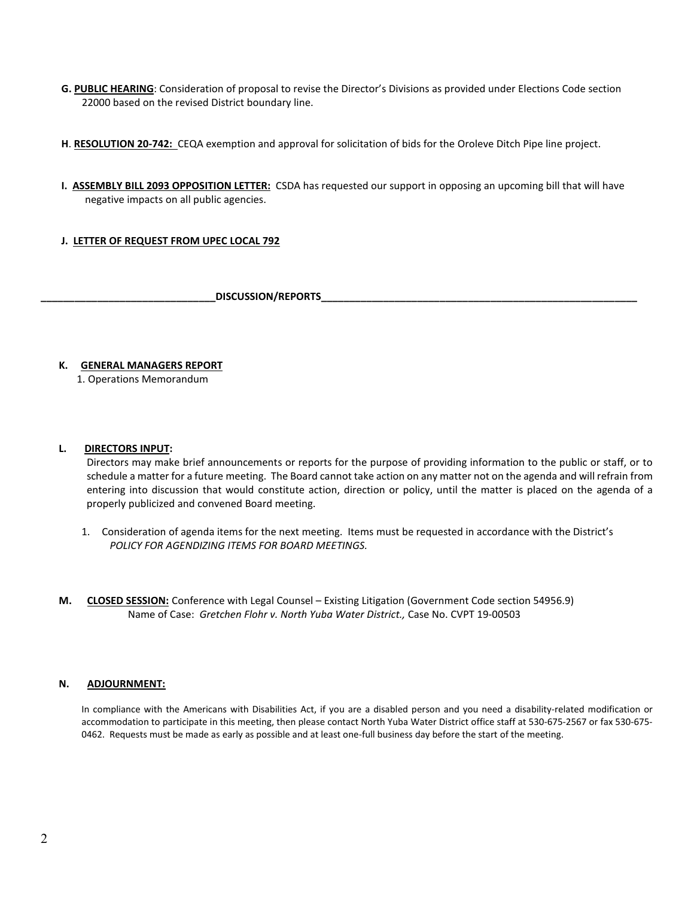**G. <u>PUBLIC HEARING</u>**: Consideration of proposal to revise the Director's Divisions as provided under Elections Code section 22000 based on the revised District boundary line.

**H**. **<u>RESOLUTION 20-742:</u>** CEQA exemption and approval for solicitation of bids for the Oroleve Ditch Pipe line project.

**I. <u>ASSEMBLY BILL 2093 OPPOSITION LETTER:</u>** CSDA has requested our support in opposing an upcoming bill that will have negative impacts on all public agencies.

**J. <u>LETTER OF REQUEST FROM UPEC LOCAL 792</u>**

**_______________________________DISCUSSION/REPORTS_________________________________________________________**

**K. <u>GENERAL MANAGERS REPORT</u>**

1. Operations Memorandum

**L. <u>DIRECTORS INPUT:</u>**

Directors may make brief announcements or reports for the purpose of providing information to the public or staff, or to schedule a matter for a future meeting. The Board cannot take action on any matter not on the agenda and will refrain from entering into discussion that would constitute action, direction or policy, until the matter is placed on the agenda of a properly publicized and convened Board meeting.

1. Consideration of agenda items for the next meeting. Items must be requested in accordance with the District's *POLICY FOR AGENDIZING ITEMS FOR BOARD MEETINGS.*

**M. <u>CLOSED SESSION:</u>** Conference with Legal Counsel – Existing Litigation (Government Code section 54956.9)
Name of Case: *Gretchen Flohr v. North Yuba Water District.,* Case No. CVPT 19-00503

**N. <u>ADJOURNMENT:</u>**

In compliance with the Americans with Disabilities Act, if you are a disabled person and you need a disability-related modification or accommodation to participate in this meeting, then please contact North Yuba Water District office staff at 530-675-2567 or fax 530-675-0462. Requests must be made as early as possible and at least one-full business day before the start of the meeting.